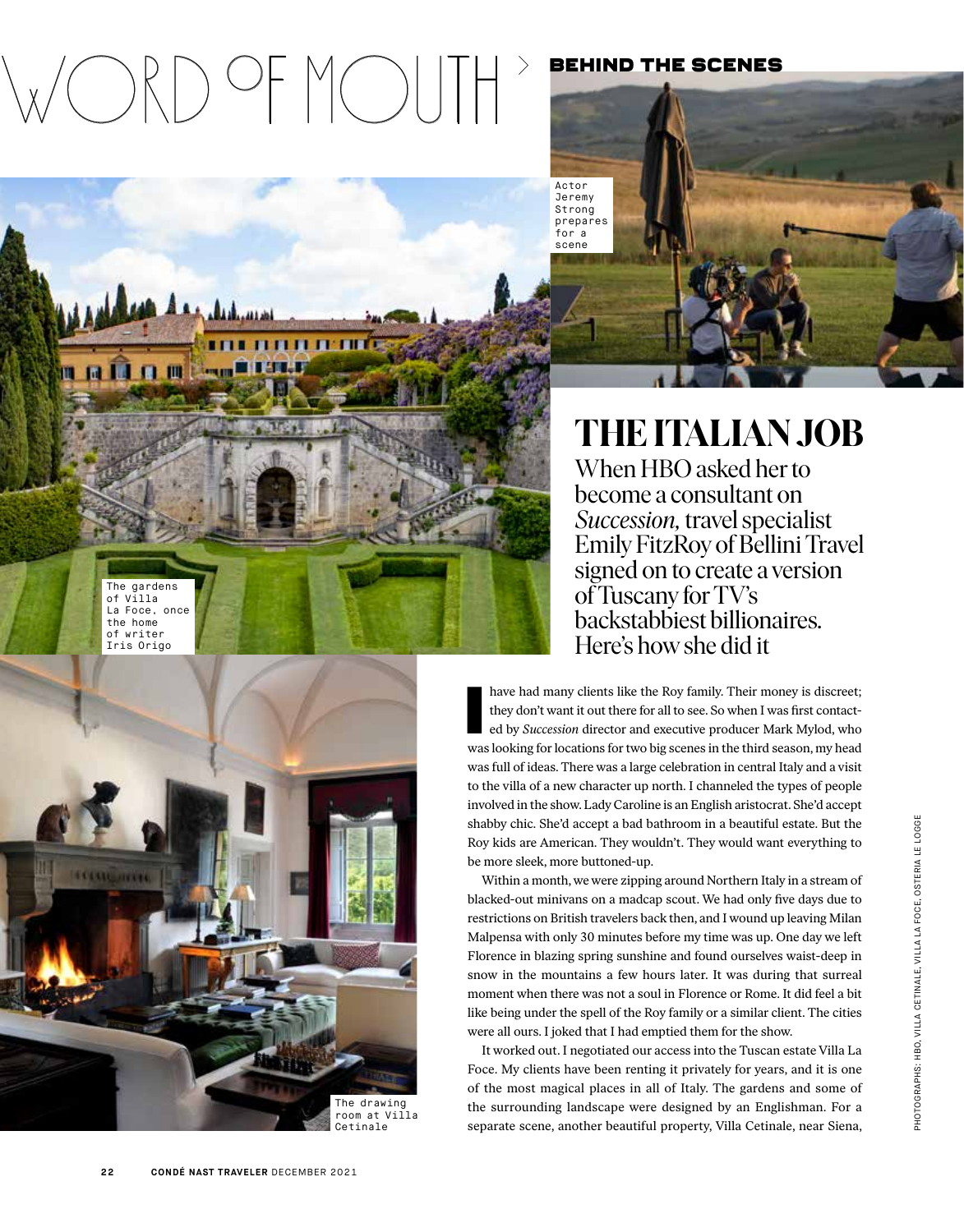# WORD OF MOUTH › BEHIND THE SCENES

Actor Jeremy Strong prepares for a scene

The gardens of Villa La Foce, once the home of writer Iris Origo

The drawing room at Villa Cetinale

## THE ITALIAN JOB

When HBO asked her to become a consultant on *Succession,* travel specialist Emily FitzRoy of Bellini Travel signed on to create a version of Tuscany for TV's backstabbiest billionaires. Here's how she did it

I have had many clients like the Roy family. Their money is discreet; they don't want it out there for all to see. So when I was first contacted by *Succession* director and executive producer Mark Mylod, who was looking for locations for two big scenes in the third season, my head was full of ideas. There was a large celebration in central Italy and a visit to the villa of a new character up north. I channeled the types of people involved in the show. Lady Caroline is an English aristocrat. She'd accept shabby chic. She'd accept a bad bathroom in a beautiful estate. But the Roy kids are American. They wouldn't. They would want everything to be more sleek, more buttoned-up.

Within a month, we were zipping around Northern Italy in a stream of blacked-out minivans on a madcap scout. We had only five days due to restrictions on British travelers back then, and I wound up leaving Milan Malpensa with only 30 minutes before my time was up. One day we left Florence in blazing spring sunshine and found ourselves waist-deep in snow in the mountains a few hours later. It was during that surreal moment when there was not a soul in Florence or Rome. It did feel a bit like being under the spell of the Roy family or a similar client. The cities were all ours. I joked that I had emptied them for the show.

It worked out. I negotiated our access into the Tuscan estate Villa La Foce. My clients have been renting it privately for years, and it is one of the most magical places in all of Italy. The gardens and some of the surrounding landscape were designed by an Englishman. For a separate scene, another beautiful property, Villa Cetinale, near Siena,

PHOTOGRAPHS: HBO, VILLA CETINALE, VILLA LA FOCE, OSTERIA LE LOGGE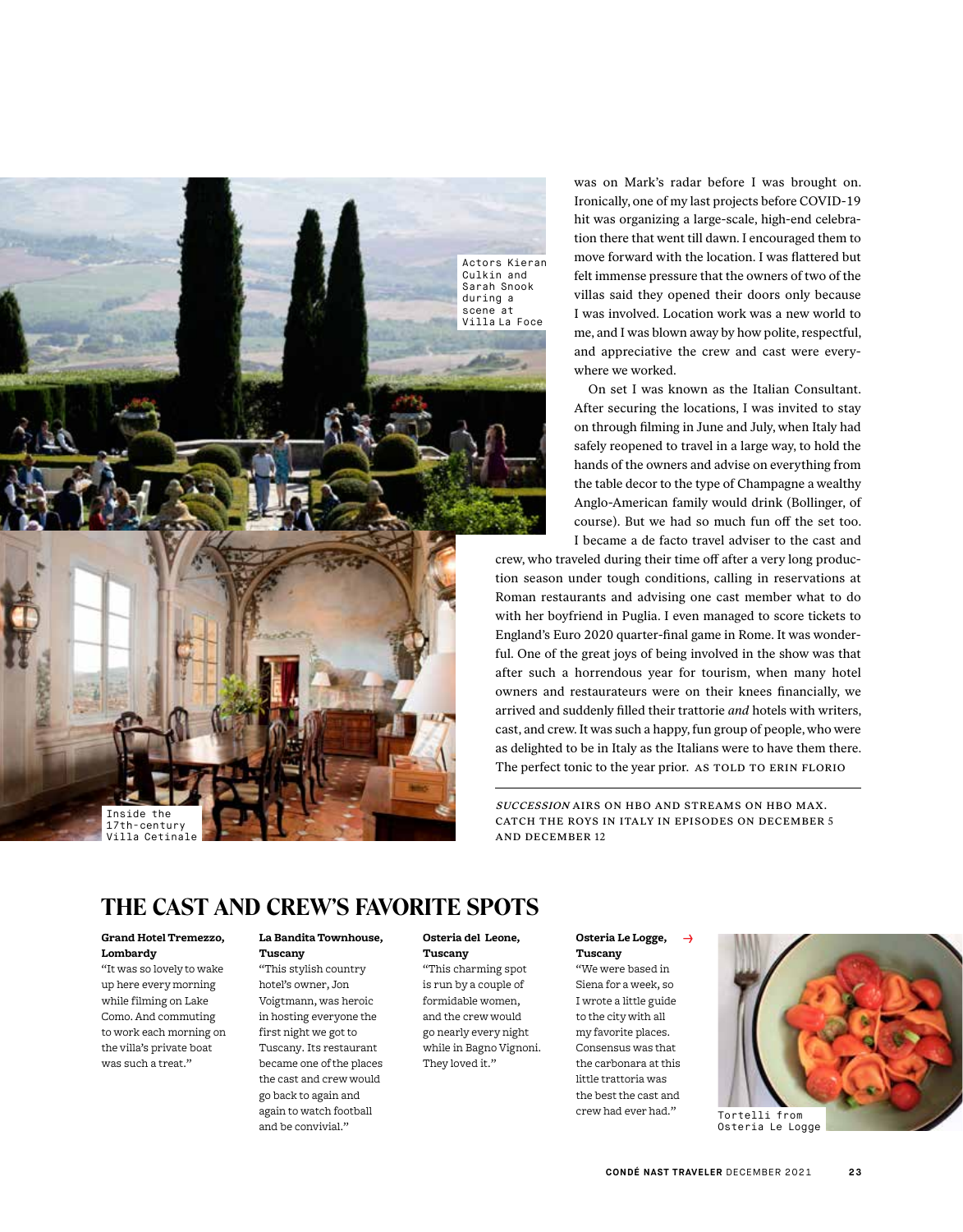was on Mark's radar before I was brought on. Ironically, one of my last projects before COVID-19 hit was organizing a large-scale, high-end celebration there that went till dawn. I encouraged them to move forward with the location. I was flattered but felt immense pressure that the owners of two of the villas said they opened their doors only because I was involved. Location work was a new world to me, and I was blown away by how polite, respectful, and appreciative the crew and cast were everywhere we worked.

On set I was known as the Italian Consultant. After securing the locations, I was invited to stay on through filming in June and July, when Italy had safely reopened to travel in a large way, to hold the hands of the owners and advise on everything from the table decor to the type of Champagne a wealthy Anglo-American family would drink (Bollinger, of course). But we had so much fun off the set too. I became a de facto travel adviser to the cast and crew, who traveled during their time off after a very long production season under tough conditions, calling in reservations at Roman restaurants and advising one cast member what to do with her boyfriend in Puglia. I even managed to score tickets to England's Euro 2020 quarter-final game in Rome. It was wonderful. One of the great joys of being involved in the show was that after such a horrendous year for tourism, when many hotel owners and restaurateurs were on their knees financially, we arrived and suddenly filled their trattorie *and* hotels with writers, cast, and crew. It was such a happy, fun group of people, who were as delighted to be in Italy as the Italians were to have them there. The perfect tonic to the year prior. AS TOLD TO ERIN FLORIO

Actors Kieran Culkin and Sarah Snook during a scene at Villa La Foce

Inside the 17th-century Villa Cetinale

*SUCCESSION* AIRS ON HBO AND STREAMS ON HBO MAX. CATCH THE ROYS IN ITALY IN EPISODES ON DECEMBER 5 AND DECEMBER 12

## THE CAST AND CREW'S FAVORITE SPOTS

**Grand Hotel Tremezzo, Lombardy**
"It was so lovely to wake up here every morning while filming on Lake Como. And commuting to work each morning on the villa's private boat was such a treat."

**La Bandita Townhouse, Tuscany**
"This stylish country hotel's owner, Jon Voigtmann, was heroic in hosting everyone the first night we got to Tuscany. Its restaurant became one of the places the cast and crew would go back to again and again to watch football and be convivial."

**Osteria del Leone, Tuscany**
"This charming spot is run by a couple of formidable women, and the crew would go nearly every night while in Bagno Vignoni. They loved it."

**Osteria Le Logge, Tuscany** →
"We were based in Siena for a week, so I wrote a little guide to the city with all my favorite places. Consensus was that the carbonara at this little trattoria was the best the cast and crew had ever had."

Tortelli from Osteria Le Logge